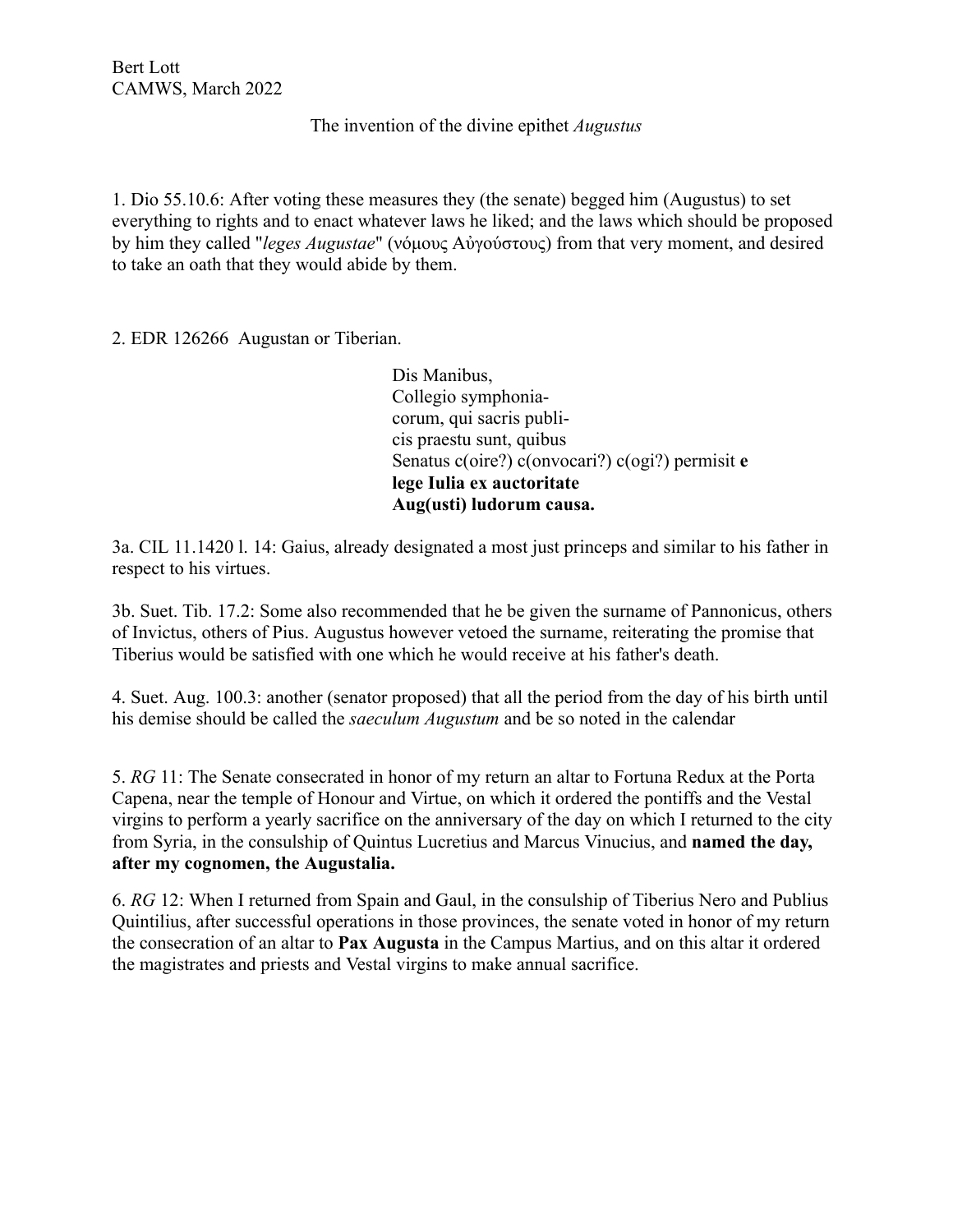Bert Lott  
CAMWS, March 2022

# The invention of the divine epithet *Augustus*

1. Dio 55.10.6: After voting these measures they (the senate) begged him (Augustus) to set everything to rights and to enact whatever laws he liked; and the laws which should be proposed by him they called "*leges Augustae*" (νόμους Αὐγούστους) from that very moment, and desired to take an oath that they would abide by them.

2. EDR 126266 Augustan or Tiberian.

> Dis Manibus,  
> Collegio symphonia-  
> corum, qui sacris publi-  
> cis praestu sunt, quibus  
> Senatus c(oire?) c(onvocari?) c(ogi?) permisit **e**  
> **lege Iulia ex auctoritate**  
> **Aug(usti) ludorum causa.**

3a. CIL 11.1420 l. 14: Gaius, already designated a most just princeps and similar to his father in respect to his virtues.

3b. Suet. Tib. 17.2: Some also recommended that he be given the surname of Pannonicus, others of Invictus, others of Pius. Augustus however vetoed the surname, reiterating the promise that Tiberius would be satisfied with one which he would receive at his father's death.

4. Suet. Aug. 100.3: another (senator proposed) that all the period from the day of his birth until his demise should be called the *saeculum Augustum* and be so noted in the calendar

5. *RG* 11: The Senate consecrated in honor of my return an altar to Fortuna Redux at the Porta Capena, near the temple of Honour and Virtue, on which it ordered the pontiffs and the Vestal virgins to perform a yearly sacrifice on the anniversary of the day on which I returned to the city from Syria, in the consulship of Quintus Lucretius and Marcus Vinucius, and **named the day, after my cognomen, the Augustalia.**

6. *RG* 12: When I returned from Spain and Gaul, in the consulship of Tiberius Nero and Publius Quintilius, after successful operations in those provinces, the senate voted in honor of my return the consecration of an altar to **Pax Augusta** in the Campus Martius, and on this altar it ordered the magistrates and priests and Vestal virgins to make annual sacrifice.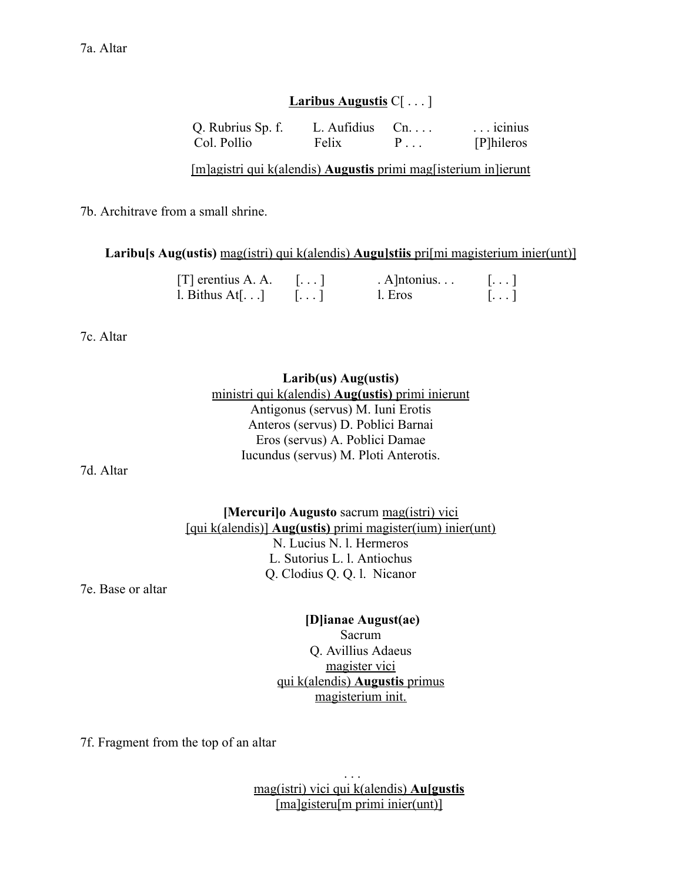7a. Altar

**<u>Laribus Augustis</u>** C[ . . . ]

| | | | |
|---|---|---|---|
| Q. Rubrius Sp. f. Col. Pollio | L. Aufidius Felix | Cn. . . . P . . . | . . . icinius [P]hileros |

<u>[m]agistri qui k(alendis) **Augustis** primi mag[isterium in]ierunt</u>

7b. Architrave from a small shrine.

**Laribu[s Aug(ustis)** <u>mag(istri) qui k(alendis)</u> **<u>Augu]stiis</u>** <u>pri[mi magisterium inier(unt)]</u>

| | | | |
|---|---|---|---|
| [T] erentius A. A. l. Bithus At[. . .] | [. . . ] [. . . ] | . A]ntonius. . . l. Eros | [. . . ] [. . . ] |

7c. Altar

**Larib(us) Aug(ustis)**
<u>ministri qui k(alendis) **Aug(ustis)** primi inierunt</u>
Antigonus (servus) M. Iuni Erotis
Anteros (servus) D. Poblici Barnai
Eros (servus) A. Poblici Damae
Iucundus (servus) M. Ploti Anterotis.

7d. Altar

**[Mercuri]o Augusto** sacrum <u>mag(istri) vici</u>
<u>[qui k(alendis)] **Aug(ustis)** primi magister(ium) inier(unt)</u>
N. Lucius N. l. Hermeros
L. Sutorius L. l. Antiochus
Q. Clodius Q. Q. l. Nicanor

7e. Base or altar

**[D]ianae August(ae)**
Sacrum
Q. Avillius Adaeus
<u>magister vici</u>
<u>qui k(alendis) **Augustis** primus</u>
<u>magisterium init.</u>

7f. Fragment from the top of an altar

. . .
<u>mag(istri) vici qui k(alendis) **Au[gustis**</u>
<u>[ma]gisteru[m primi inier(unt)]</u>